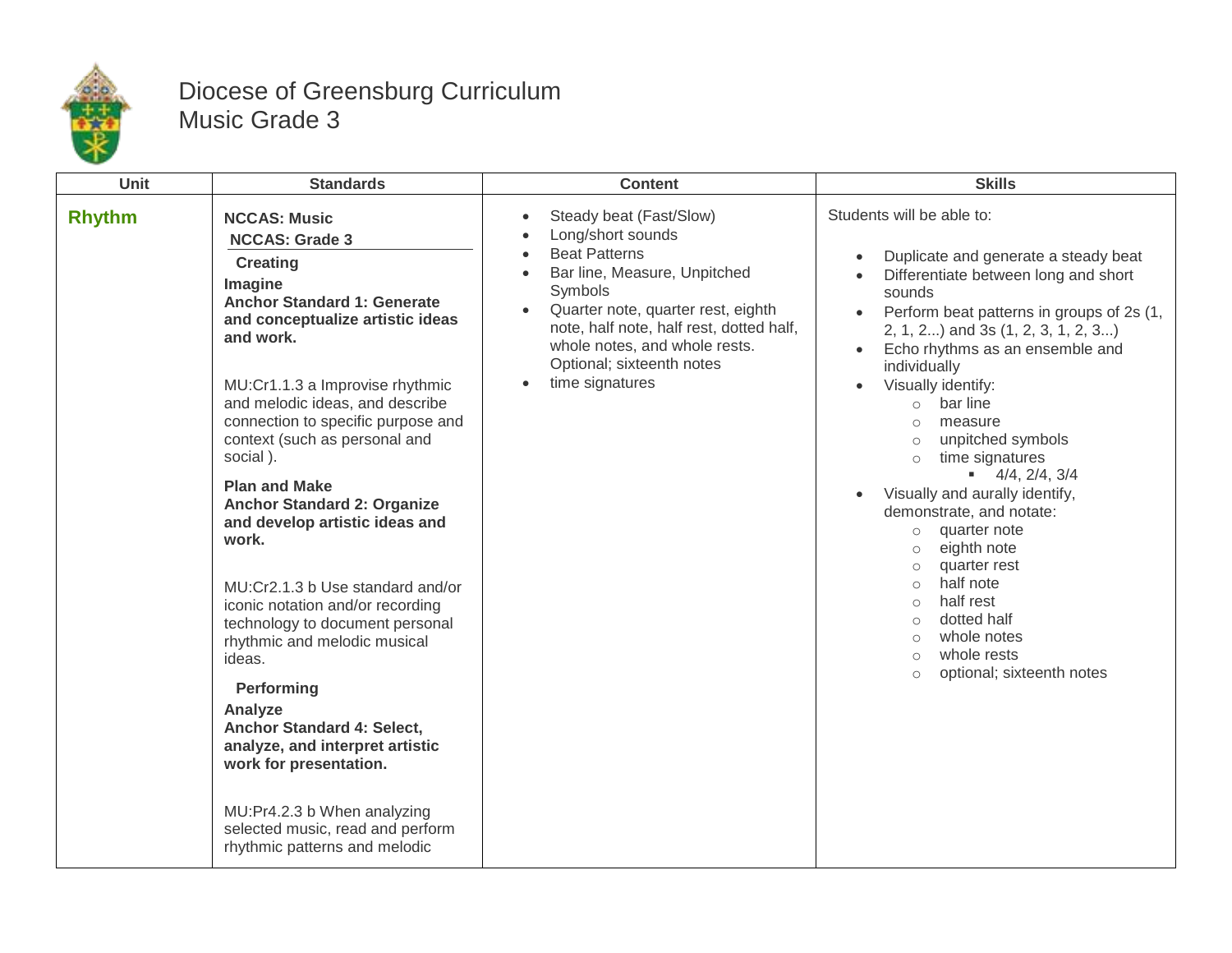# Diocese of Greensburg Curriculum
## Music Grade 3

| Unit | Standards | Content | Skills |
| --- | --- | --- | --- |
| **Rhythm** | **NCCAS: Music**<br>**NCCAS: Grade 3**<br>**Creating**<br>**Imagine**<br>**Anchor Standard 1: Generate and conceptualize artistic ideas and work.**<br><br>MU:Cr1.1.3 a Improvise rhythmic and melodic ideas, and describe connection to specific purpose and context (such as personal and social ).<br><br>**Plan and Make**<br>**Anchor Standard 2: Organize and develop artistic ideas and work.**<br><br>MU:Cr2.1.3 b Use standard and/or iconic notation and/or recording technology to document personal rhythmic and melodic musical ideas.<br><br>**Performing**<br>**Analyze**<br>**Anchor Standard 4: Select, analyze, and interpret artistic work for presentation.**<br><br>MU:Pr4.2.3 b When analyzing selected music, read and perform rhythmic patterns and melodic | • Steady beat (Fast/Slow)<br>• Long/short sounds<br>• Beat Patterns<br>• Bar line, Measure, Unpitched Symbols<br>• Quarter note, quarter rest, eighth note, half note, half rest, dotted half, whole notes, and whole rests. Optional; sixteenth notes<br>• time signatures | Students will be able to:<br><br>• Duplicate and generate a steady beat<br>• Differentiate between long and short sounds<br>• Perform beat patterns in groups of 2s (1, 2, 1, 2...) and 3s (1, 2, 3, 1, 2, 3...)<br>• Echo rhythms as an ensemble and individually<br>• Visually identify:<br>&nbsp;&nbsp;○ bar line<br>&nbsp;&nbsp;○ measure<br>&nbsp;&nbsp;○ unpitched symbols<br>&nbsp;&nbsp;○ time signatures<br>&nbsp;&nbsp;&nbsp;&nbsp;▪ 4/4, 2/4, 3/4<br>• Visually and aurally identify, demonstrate, and notate:<br>&nbsp;&nbsp;○ quarter note<br>&nbsp;&nbsp;○ eighth note<br>&nbsp;&nbsp;○ quarter rest<br>&nbsp;&nbsp;○ half note<br>&nbsp;&nbsp;○ half rest<br>&nbsp;&nbsp;○ dotted half<br>&nbsp;&nbsp;○ whole notes<br>&nbsp;&nbsp;○ whole rests<br>&nbsp;&nbsp;○ optional; sixteenth notes |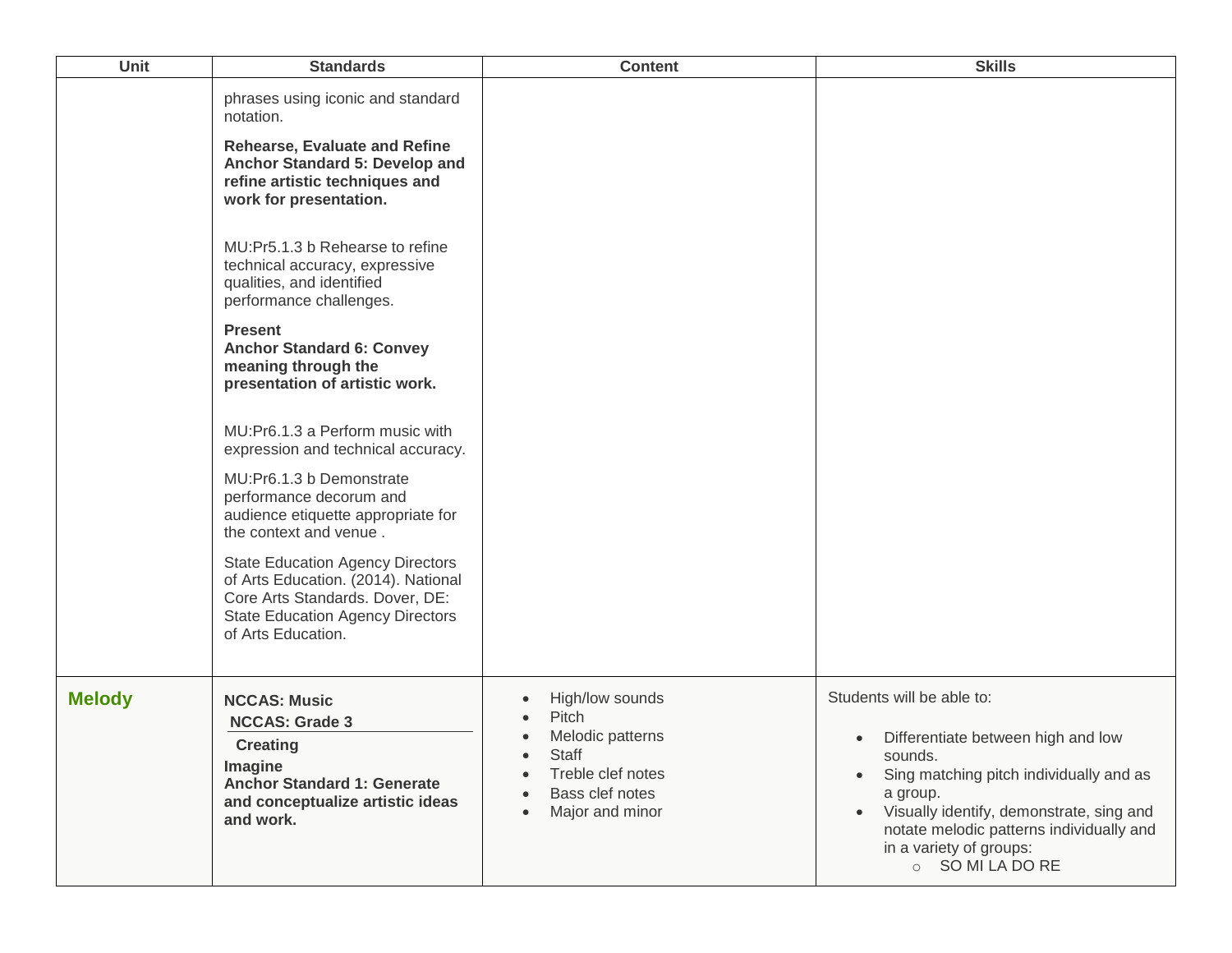| Unit | Standards | Content | Skills |
| --- | --- | --- | --- |
| | phrases using iconic and standard notation.<br><br>**Rehearse, Evaluate and Refine Anchor Standard 5: Develop and refine artistic techniques and work for presentation.**<br><br>MU:Pr5.1.3 b Rehearse to refine technical accuracy, expressive qualities, and identified performance challenges.<br><br>**Present**<br>**Anchor Standard 6: Convey meaning through the presentation of artistic work.**<br><br>MU:Pr6.1.3 a Perform music with expression and technical accuracy.<br><br>MU:Pr6.1.3 b Demonstrate performance decorum and audience etiquette appropriate for the context and venue .<br><br>State Education Agency Directors of Arts Education. (2014). National Core Arts Standards. Dover, DE: State Education Agency Directors of Arts Education. | | |
| **Melody** | **NCCAS: Music**<br>**NCCAS: Grade 3**<br>**Creating**<br>**Imagine**<br>**Anchor Standard 1: Generate and conceptualize artistic ideas and work.** | • High/low sounds<br>• Pitch<br>• Melodic patterns<br>• Staff<br>• Treble clef notes<br>• Bass clef notes<br>• Major and minor | Students will be able to:<br><br>• Differentiate between high and low sounds.<br>• Sing matching pitch individually and as a group.<br>• Visually identify, demonstrate, sing and notate melodic patterns individually and in a variety of groups:<br>&nbsp;&nbsp;&nbsp;&nbsp;○ SO MI LA DO RE |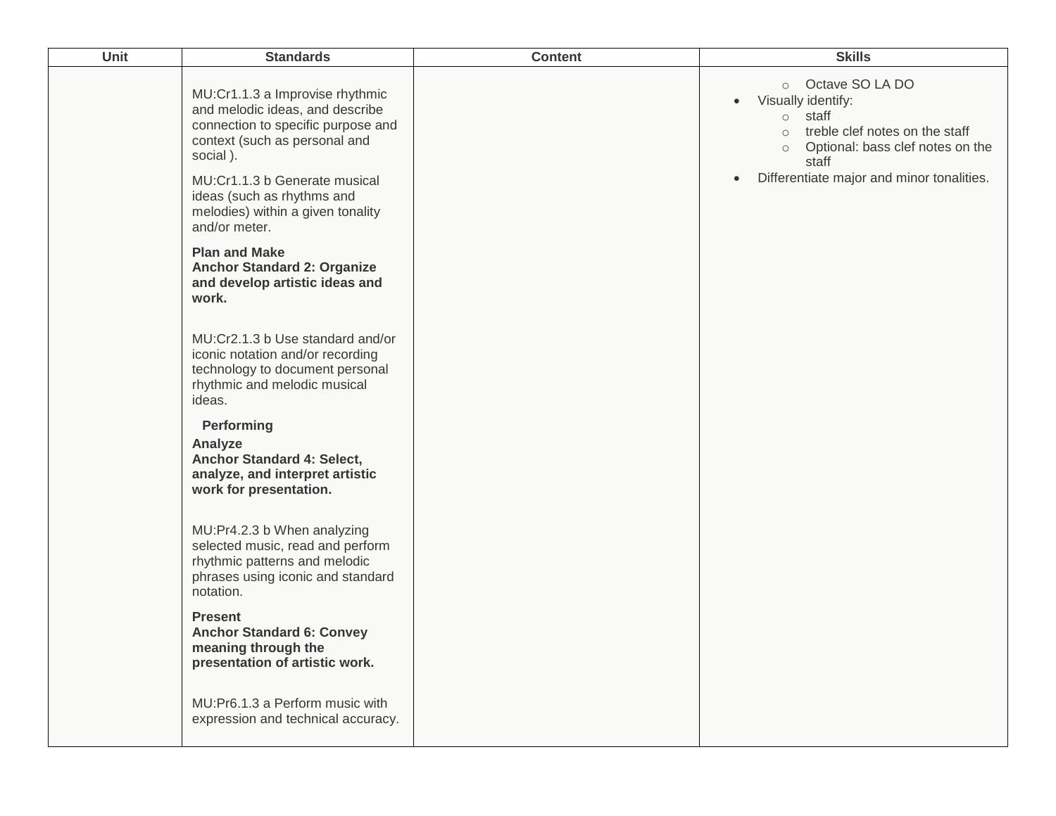| Unit | Standards | Content | Skills |
| --- | --- | --- | --- |
| | MU:Cr1.1.3 a Improvise rhythmic and melodic ideas, and describe connection to specific purpose and context (such as personal and social ).<br><br>MU:Cr1.1.3 b Generate musical ideas (such as rhythms and melodies) within a given tonality and/or meter.<br><br>**Plan and Make**<br>**Anchor Standard 2: Organize and develop artistic ideas and work.**<br><br>MU:Cr2.1.3 b Use standard and/or iconic notation and/or recording technology to document personal rhythmic and melodic musical ideas.<br><br>**Performing**<br>**Analyze**<br>**Anchor Standard 4: Select, analyze, and interpret artistic work for presentation.**<br><br>MU:Pr4.2.3 b When analyzing selected music, read and perform rhythmic patterns and melodic phrases using iconic and standard notation.<br><br>**Present**<br>**Anchor Standard 6: Convey meaning through the presentation of artistic work.**<br><br>MU:Pr6.1.3 a Perform music with expression and technical accuracy. | | ◦ Octave SO LA DO<br>• Visually identify:<br>◦ staff<br>◦ treble clef notes on the staff<br>◦ Optional: bass clef notes on the staff<br>• Differentiate major and minor tonalities. |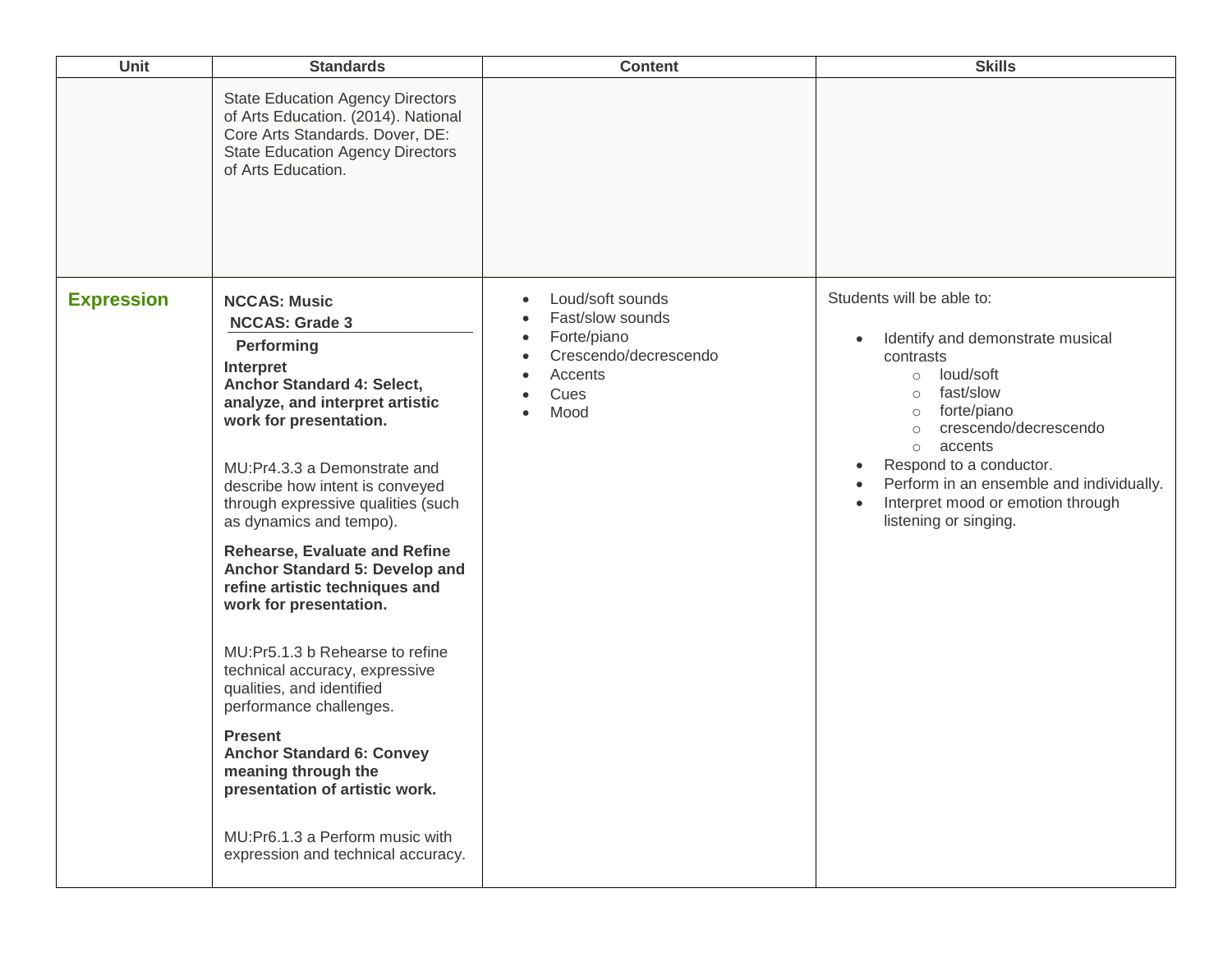| Unit | Standards | Content | Skills |
| --- | --- | --- | --- |
| | State Education Agency Directors of Arts Education. (2014). National Core Arts Standards. Dover, DE: State Education Agency Directors of Arts Education. | | |
| **Expression** | **NCCAS: Music**<br>**NCCAS: Grade 3**<br>**Performing**<br>**Interpret**<br>**Anchor Standard 4: Select, analyze, and interpret artistic work for presentation.**<br><br>MU:Pr4.3.3 a Demonstrate and describe how intent is conveyed through expressive qualities (such as dynamics and tempo).<br><br>**Rehearse, Evaluate and Refine**<br>**Anchor Standard 5: Develop and refine artistic techniques and work for presentation.**<br><br>MU:Pr5.1.3 b Rehearse to refine technical accuracy, expressive qualities, and identified performance challenges.<br><br>**Present**<br>**Anchor Standard 6: Convey meaning through the presentation of artistic work.**<br><br>MU:Pr6.1.3 a Perform music with expression and technical accuracy. | • Loud/soft sounds<br>• Fast/slow sounds<br>• Forte/piano<br>• Crescendo/decrescendo<br>• Accents<br>• Cues<br>• Mood | Students will be able to:<br><br>• Identify and demonstrate musical contrasts<br>  ○ loud/soft<br>  ○ fast/slow<br>  ○ forte/piano<br>  ○ crescendo/decrescendo<br>  ○ accents<br>• Respond to a conductor.<br>• Perform in an ensemble and individually.<br>• Interpret mood or emotion through listening or singing. |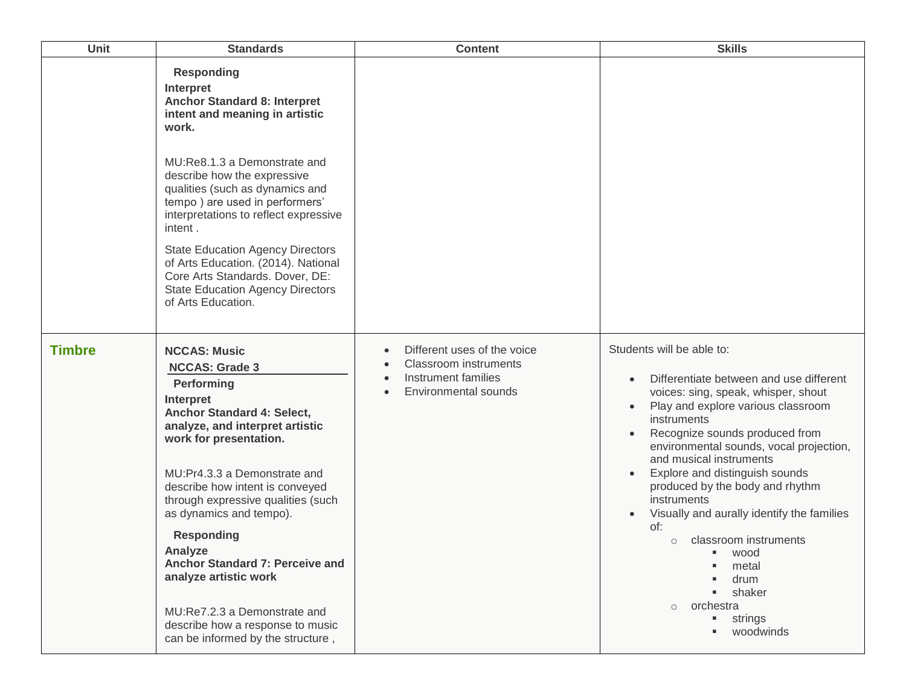| Unit | Standards | Content | Skills |
|---|---|---|---|
| | **Responding**<br>**Interpret**<br>**Anchor Standard 8: Interpret intent and meaning in artistic work.**<br><br>MU:Re8.1.3 a Demonstrate and describe how the expressive qualities (such as dynamics and tempo ) are used in performers' interpretations to reflect expressive intent .<br><br>State Education Agency Directors of Arts Education. (2014). National Core Arts Standards. Dover, DE: State Education Agency Directors of Arts Education. | | |
| **Timbre** | **NCCAS: Music**<br>**NCCAS: Grade 3**<br>**Performing**<br>**Interpret**<br>**Anchor Standard 4: Select, analyze, and interpret artistic work for presentation.**<br><br>MU:Pr4.3.3 a Demonstrate and describe how intent is conveyed through expressive qualities (such as dynamics and tempo).<br><br>**Responding**<br>**Analyze**<br>**Anchor Standard 7: Perceive and analyze artistic work**<br><br>MU:Re7.2.3 a Demonstrate and describe how a response to music can be informed by the structure , | • Different uses of the voice<br>• Classroom instruments<br>• Instrument families<br>• Environmental sounds | Students will be able to:<br><br>• Differentiate between and use different voices: sing, speak, whisper, shout<br>• Play and explore various classroom instruments<br>• Recognize sounds produced from environmental sounds, vocal projection, and musical instruments<br>• Explore and distinguish sounds produced by the body and rhythm instruments<br>• Visually and aurally identify the families of:<br>&nbsp;&nbsp;&nbsp;&nbsp;○ classroom instruments<br>&nbsp;&nbsp;&nbsp;&nbsp;&nbsp;&nbsp;&nbsp;&nbsp;▪ wood<br>&nbsp;&nbsp;&nbsp;&nbsp;&nbsp;&nbsp;&nbsp;&nbsp;▪ metal<br>&nbsp;&nbsp;&nbsp;&nbsp;&nbsp;&nbsp;&nbsp;&nbsp;▪ drum<br>&nbsp;&nbsp;&nbsp;&nbsp;&nbsp;&nbsp;&nbsp;&nbsp;▪ shaker<br>&nbsp;&nbsp;&nbsp;&nbsp;○ orchestra<br>&nbsp;&nbsp;&nbsp;&nbsp;&nbsp;&nbsp;&nbsp;&nbsp;▪ strings<br>&nbsp;&nbsp;&nbsp;&nbsp;&nbsp;&nbsp;&nbsp;&nbsp;▪ woodwinds |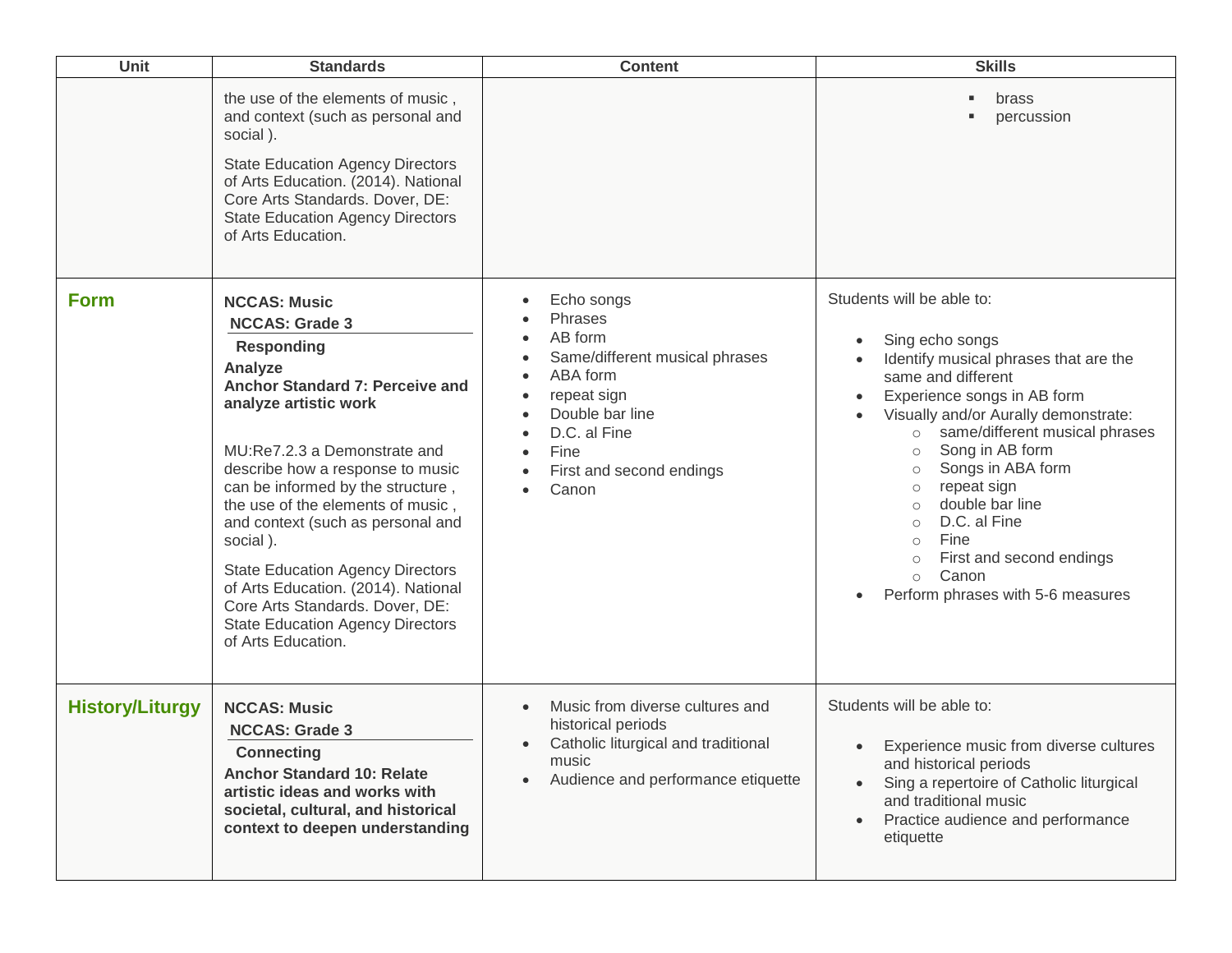| Unit | Standards | Content | Skills |
|---|---|---|---|
| | the use of the elements of music , and context (such as personal and social ).<br><br>State Education Agency Directors of Arts Education. (2014). National Core Arts Standards. Dover, DE: State Education Agency Directors of Arts Education. | | ▪ brass<br>▪ percussion |
| **Form** | **NCCAS: Music**<br>**NCCAS: Grade 3**<br>**Responding**<br>**Analyze**<br>**Anchor Standard 7: Perceive and analyze artistic work**<br><br>MU:Re7.2.3 a Demonstrate and describe how a response to music can be informed by the structure , the use of the elements of music , and context (such as personal and social ).<br><br>State Education Agency Directors of Arts Education. (2014). National Core Arts Standards. Dover, DE: State Education Agency Directors of Arts Education. | • Echo songs<br>• Phrases<br>• AB form<br>• Same/different musical phrases<br>• ABA form<br>• repeat sign<br>• Double bar line<br>• D.C. al Fine<br>• Fine<br>• First and second endings<br>• Canon | Students will be able to:<br><br>• Sing echo songs<br>• Identify musical phrases that are the same and different<br>• Experience songs in AB form<br>• Visually and/or Aurally demonstrate:<br>○ same/different musical phrases<br>○ Song in AB form<br>○ Songs in ABA form<br>○ repeat sign<br>○ double bar line<br>○ D.C. al Fine<br>○ Fine<br>○ First and second endings<br>○ Canon<br>• Perform phrases with 5-6 measures |
| **History/Liturgy** | **NCCAS: Music**<br>**NCCAS: Grade 3**<br>**Connecting**<br>**Anchor Standard 10: Relate artistic ideas and works with societal, cultural, and historical context to deepen understanding** | • Music from diverse cultures and historical periods<br>• Catholic liturgical and traditional music<br>• Audience and performance etiquette | Students will be able to:<br><br>• Experience music from diverse cultures and historical periods<br>• Sing a repertoire of Catholic liturgical and traditional music<br>• Practice audience and performance etiquette |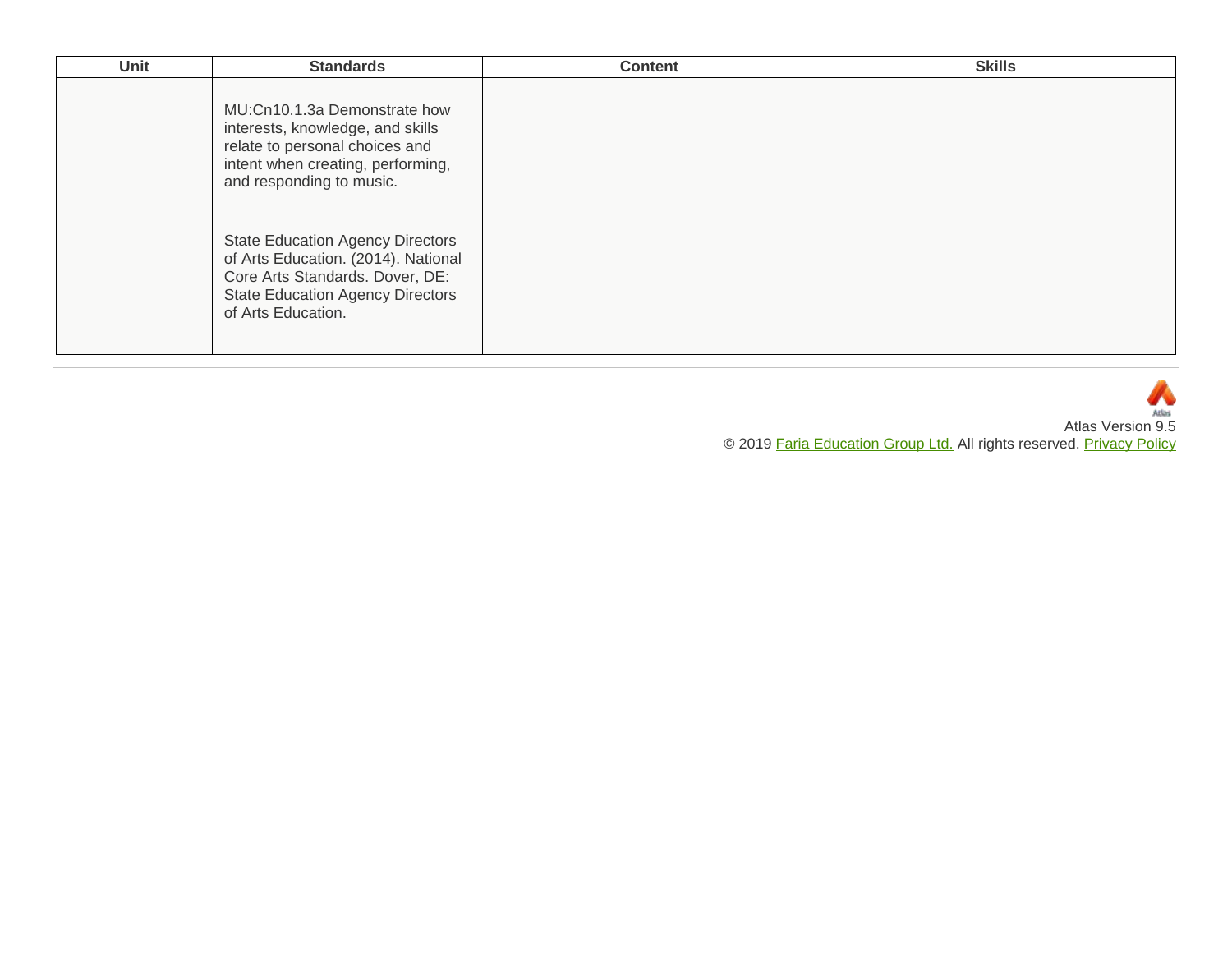| Unit | Standards | Content | Skills |
| --- | --- | --- | --- |
| | MU:Cn10.1.3a Demonstrate how interests, knowledge, and skills relate to personal choices and intent when creating, performing, and responding to music.<br><br>State Education Agency Directors of Arts Education. (2014). National Core Arts Standards. Dover, DE: State Education Agency Directors of Arts Education. | | |

Atlas Version 9.5
© 2019 Faria Education Group Ltd. All rights reserved. Privacy Policy